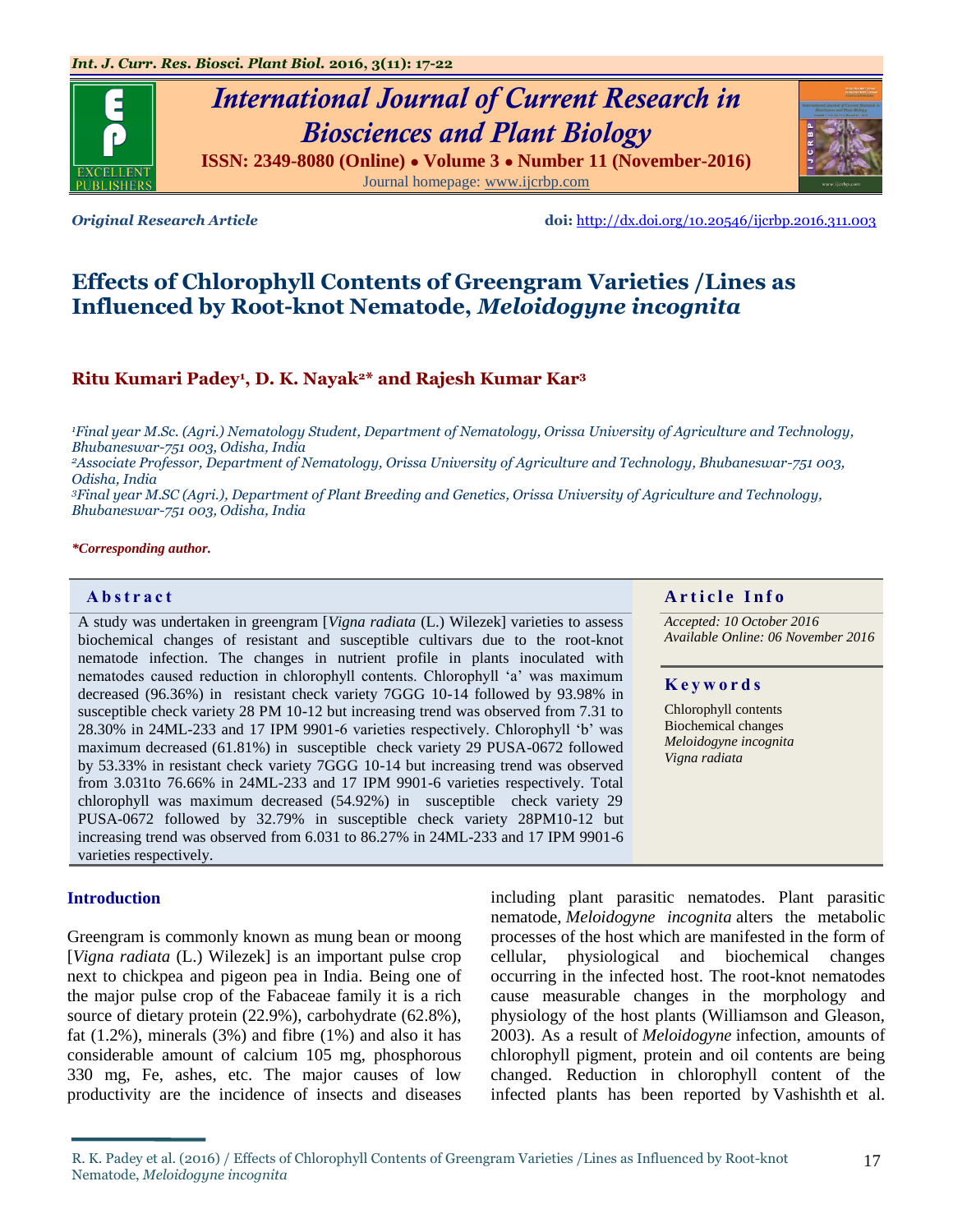*Original Research Article* **doi:** http://dx.doi.org/10.20546/ijcrbp.2016.311.003

# Effects of Chlorophyll Contents of Greengram Varieties /Lines as Influenced by Root-knot Nematode, *Meloidogyne incognita*

**Ritu Kumari Padey[1], D. K. Nayak[2]* and Rajesh Kumar Kar[3]**

*[1]Final year M.Sc. (Agri.) Nematology Student, Department of Nematology, Orissa University of Agriculture and Technology, Bhubaneswar-751 003, Odisha, India*
*[2]Associate Professor, Department of Nematology, Orissa University of Agriculture and Technology, Bhubaneswar-751 003, Odisha, India*
*[3]Final year M.SC (Agri.), Department of Plant Breeding and Genetics, Orissa University of Agriculture and Technology, Bhubaneswar-751 003, Odisha, India*

***Corresponding author.**

## Abstract

A study was undertaken in greengram [*Vigna radiata* (L.) Wilezek] varieties to assess biochemical changes of resistant and susceptible cultivars due to the root-knot nematode infection. The changes in nutrient profile in plants inoculated with nematodes caused reduction in chlorophyll contents. Chlorophyll 'a' was maximum decreased (96.36%) in resistant check variety 7GGG 10-14 followed by 93.98% in susceptible check variety 28 PM 10-12 but increasing trend was observed from 7.31 to 28.30% in 24ML-233 and 17 IPM 9901-6 varieties respectively. Chlorophyll 'b' was maximum decreased (61.81%) in susceptible check variety 29 PUSA-0672 followed by 53.33% in resistant check variety 7GGG 10-14 but increasing trend was observed from 3.031to 76.66% in 24ML-233 and 17 IPM 9901-6 varieties respectively. Total chlorophyll was maximum decreased (54.92%) in susceptible check variety 29 PUSA-0672 followed by 32.79% in susceptible check variety 28PM10-12 but increasing trend was observed from 6.031 to 86.27% in 24ML-233 and 17 IPM 9901-6 varieties respectively.

## Article Info

*Accepted: 10 October 2016*
*Available Online: 06 November 2016*

## Keywords

Chlorophyll contents
Biochemical changes
*Meloidogyne incognita*
*Vigna radiata*

## Introduction

Greengram is commonly known as mung bean or moong [*Vigna radiata* (L.) Wilezek] is an important pulse crop next to chickpea and pigeon pea in India. Being one of the major pulse crop of the Fabaceae family it is a rich source of dietary protein (22.9%), carbohydrate (62.8%), fat (1.2%), minerals (3%) and fibre (1%) and also it has considerable amount of calcium 105 mg, phosphorous 330 mg, Fe, ashes, etc. The major causes of low productivity are the incidence of insects and diseases including plant parasitic nematodes. Plant parasitic nematode, *Meloidogyne incognita* alters the metabolic processes of the host which are manifested in the form of cellular, physiological and biochemical changes occurring in the infected host. The root-knot nematodes cause measurable changes in the morphology and physiology of the host plants (Williamson and Gleason, 2003). As a result of *Meloidogyne* infection, amounts of chlorophyll pigment, protein and oil contents are being changed. Reduction in chlorophyll content of the infected plants has been reported by Vashishth et al.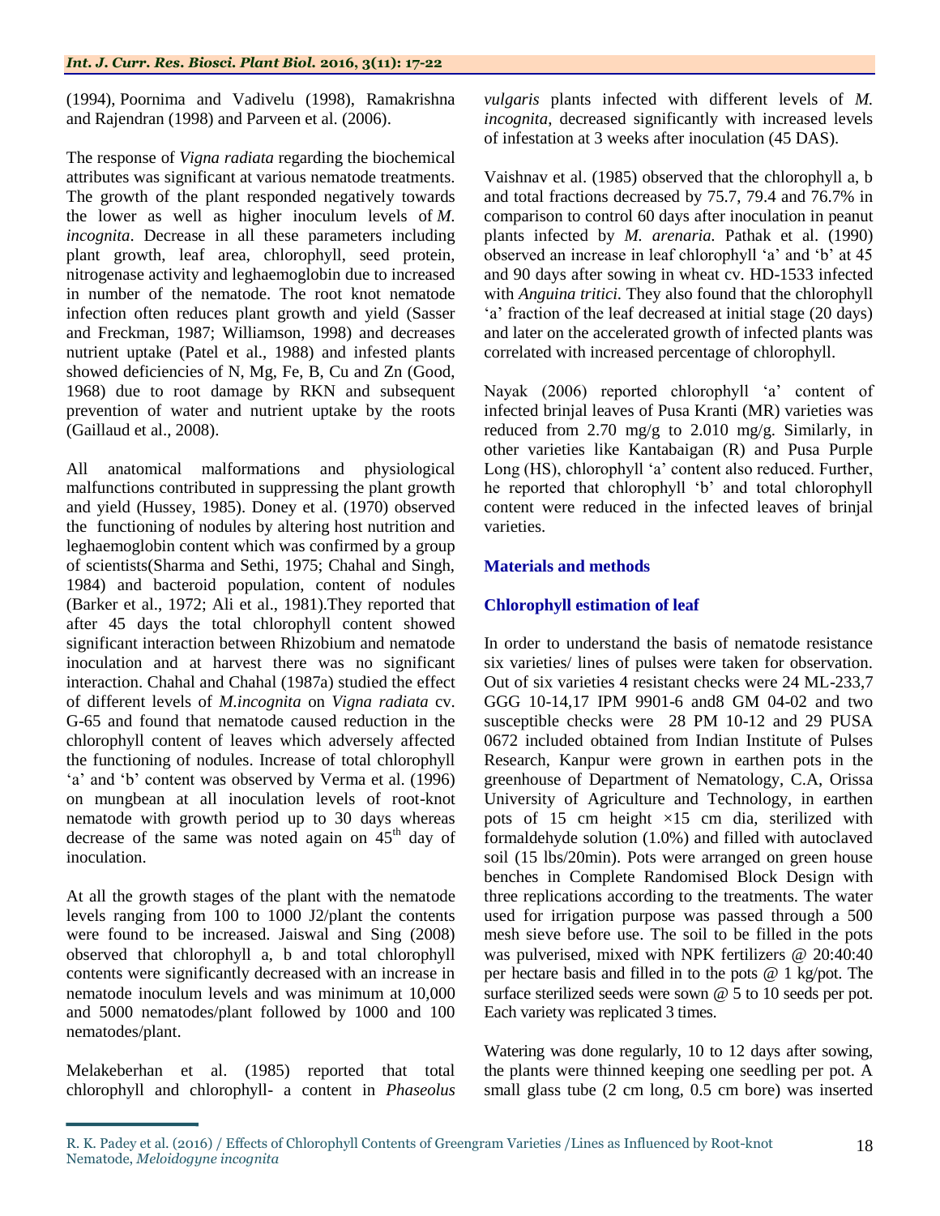(1994), Poornima and Vadivelu (1998), Ramakrishna and Rajendran (1998) and Parveen et al. (2006).

The response of *Vigna radiata* regarding the biochemical attributes was significant at various nematode treatments. The growth of the plant responded negatively towards the lower as well as higher inoculum levels of *M. incognita*. Decrease in all these parameters including plant growth, leaf area, chlorophyll, seed protein, nitrogenase activity and leghaemoglobin due to increased in number of the nematode. The root knot nematode infection often reduces plant growth and yield (Sasser and Freckman, 1987; Williamson, 1998) and decreases nutrient uptake (Patel et al., 1988) and infested plants showed deficiencies of N, Mg, Fe, B, Cu and Zn (Good, 1968) due to root damage by RKN and subsequent prevention of water and nutrient uptake by the roots (Gaillaud et al., 2008).

All anatomical malformations and physiological malfunctions contributed in suppressing the plant growth and yield (Hussey, 1985). Doney et al. (1970) observed the functioning of nodules by altering host nutrition and leghaemoglobin content which was confirmed by a group of scientists(Sharma and Sethi, 1975; Chahal and Singh, 1984) and bacteroid population, content of nodules (Barker et al., 1972; Ali et al., 1981).They reported that after 45 days the total chlorophyll content showed significant interaction between Rhizobium and nematode inoculation and at harvest there was no significant interaction. Chahal and Chahal (1987a) studied the effect of different levels of *M.incognita* on *Vigna radiata* cv. G-65 and found that nematode caused reduction in the chlorophyll content of leaves which adversely affected the functioning of nodules. Increase of total chlorophyll 'a' and 'b' content was observed by Verma et al. (1996) on mungbean at all inoculation levels of root-knot nematode with growth period up to 30 days whereas decrease of the same was noted again on 45th day of inoculation.

At all the growth stages of the plant with the nematode levels ranging from 100 to 1000 J2/plant the contents were found to be increased. Jaiswal and Sing (2008) observed that chlorophyll a, b and total chlorophyll contents were significantly decreased with an increase in nematode inoculum levels and was minimum at 10,000 and 5000 nematodes/plant followed by 1000 and 100 nematodes/plant.

Melakeberhan et al. (1985) reported that total chlorophyll and chlorophyll- a content in *Phaseolus vulgaris* plants infected with different levels of *M. incognita*, decreased significantly with increased levels of infestation at 3 weeks after inoculation (45 DAS).

Vaishnav et al. (1985) observed that the chlorophyll a, b and total fractions decreased by 75.7, 79.4 and 76.7% in comparison to control 60 days after inoculation in peanut plants infected by *M. arenaria.* Pathak et al. (1990) observed an increase in leaf chlorophyll 'a' and 'b' at 45 and 90 days after sowing in wheat cv. HD-1533 infected with *Anguina tritici*. They also found that the chlorophyll 'a' fraction of the leaf decreased at initial stage (20 days) and later on the accelerated growth of infected plants was correlated with increased percentage of chlorophyll.

Nayak (2006) reported chlorophyll 'a' content of infected brinjal leaves of Pusa Kranti (MR) varieties was reduced from 2.70 mg/g to 2.010 mg/g. Similarly, in other varieties like Kantabaigan (R) and Pusa Purple Long (HS), chlorophyll 'a' content also reduced. Further, he reported that chlorophyll 'b' and total chlorophyll content were reduced in the infected leaves of brinjal varieties.

## Materials and methods

### Chlorophyll estimation of leaf

In order to understand the basis of nematode resistance six varieties/ lines of pulses were taken for observation. Out of six varieties 4 resistant checks were 24 ML-233,7 GGG 10-14,17 IPM 9901-6 and8 GM 04-02 and two susceptible checks were 28 PM 10-12 and 29 PUSA 0672 included obtained from Indian Institute of Pulses Research, Kanpur were grown in earthen pots in the greenhouse of Department of Nematology, C.A, Orissa University of Agriculture and Technology, in earthen pots of 15 cm height ×15 cm dia, sterilized with formaldehyde solution (1.0%) and filled with autoclaved soil (15 lbs/20min). Pots were arranged on green house benches in Complete Randomised Block Design with three replications according to the treatments. The water used for irrigation purpose was passed through a 500 mesh sieve before use. The soil to be filled in the pots was pulverised, mixed with NPK fertilizers @ 20:40:40 per hectare basis and filled in to the pots @ 1 kg/pot. The surface sterilized seeds were sown @ 5 to 10 seeds per pot. Each variety was replicated 3 times.

Watering was done regularly, 10 to 12 days after sowing, the plants were thinned keeping one seedling per pot. A small glass tube (2 cm long, 0.5 cm bore) was inserted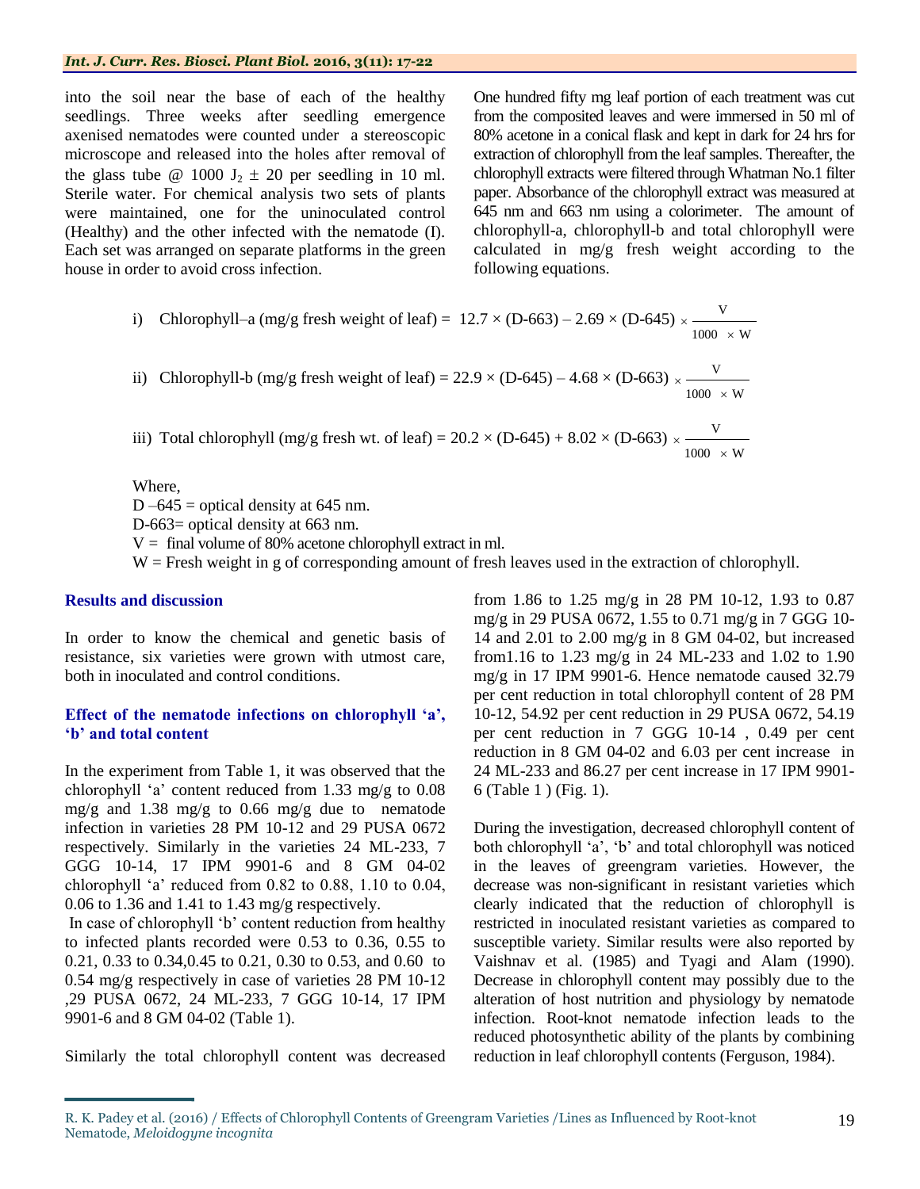into the soil near the base of each of the healthy seedlings. Three weeks after seedling emergence axenised nematodes were counted under a stereoscopic microscope and released into the holes after removal of the glass tube @ 1000 $J_2 \pm 20$ per seedling in 10 ml. Sterile water. For chemical analysis two sets of plants were maintained, one for the uninoculated control (Healthy) and the other infected with the nematode (I). Each set was arranged on separate platforms in the green house in order to avoid cross infection.

One hundred fifty mg leaf portion of each treatment was cut from the composited leaves and were immersed in 50 ml of 80% acetone in a conical flask and kept in dark for 24 hrs for extraction of chlorophyll from the leaf samples. Thereafter, the chlorophyll extracts were filtered through Whatman No.1 filter paper. Absorbance of the chlorophyll extract was measured at 645 nm and 663 nm using a colorimeter. The amount of chlorophyll-a, chlorophyll-b and total chlorophyll were calculated in mg/g fresh weight according to the following equations.

i) Chlorophyll–a (mg/g fresh weight of leaf) = $12.7 \times (\text{D-663}) - 2.69 \times (\text{D-645}) \times \frac{V}{1000 \times W}$

ii) Chlorophyll-b (mg/g fresh weight of leaf) = $22.9 \times (\text{D-645}) - 4.68 \times (\text{D-663}) \times \frac{V}{1000 \times W}$

iii) Total chlorophyll (mg/g fresh wt. of leaf) = $20.2 \times (\text{D-645}) + 8.02 \times (\text{D-663}) \times \frac{V}{1000 \times W}$

Where,
D –645 = optical density at 645 nm.
D-663= optical density at 663 nm.
V = final volume of 80% acetone chlorophyll extract in ml.
W = Fresh weight in g of corresponding amount of fresh leaves used in the extraction of chlorophyll.

## Results and discussion

In order to know the chemical and genetic basis of resistance, six varieties were grown with utmost care, both in inoculated and control conditions.

### Effect of the nematode infections on chlorophyll 'a', 'b' and total content

In the experiment from Table 1, it was observed that the chlorophyll 'a' content reduced from 1.33 mg/g to 0.08 mg/g and 1.38 mg/g to 0.66 mg/g due to nematode infection in varieties 28 PM 10-12 and 29 PUSA 0672 respectively. Similarly in the varieties 24 ML-233, 7 GGG 10-14, 17 IPM 9901-6 and 8 GM 04-02 chlorophyll 'a' reduced from 0.82 to 0.88, 1.10 to 0.04, 0.06 to 1.36 and 1.41 to 1.43 mg/g respectively.

In case of chlorophyll 'b' content reduction from healthy to infected plants recorded were 0.53 to 0.36, 0.55 to 0.21, 0.33 to 0.34,0.45 to 0.21, 0.30 to 0.53, and 0.60 to 0.54 mg/g respectively in case of varieties 28 PM 10-12 ,29 PUSA 0672, 24 ML-233, 7 GGG 10-14, 17 IPM 9901-6 and 8 GM 04-02 (Table 1).

Similarly the total chlorophyll content was decreased from 1.86 to 1.25 mg/g in 28 PM 10-12, 1.93 to 0.87 mg/g in 29 PUSA 0672, 1.55 to 0.71 mg/g in 7 GGG 10-14 and 2.01 to 2.00 mg/g in 8 GM 04-02, but increased from1.16 to 1.23 mg/g in 24 ML-233 and 1.02 to 1.90 mg/g in 17 IPM 9901-6. Hence nematode caused 32.79 per cent reduction in total chlorophyll content of 28 PM 10-12, 54.92 per cent reduction in 29 PUSA 0672, 54.19 per cent reduction in 7 GGG 10-14 , 0.49 per cent reduction in 8 GM 04-02 and 6.03 per cent increase in 24 ML-233 and 86.27 per cent increase in 17 IPM 9901-6 (Table 1 ) (Fig. 1).

During the investigation, decreased chlorophyll content of both chlorophyll 'a', 'b' and total chlorophyll was noticed in the leaves of greengram varieties. However, the decrease was non-significant in resistant varieties which clearly indicated that the reduction of chlorophyll is restricted in inoculated resistant varieties as compared to susceptible variety. Similar results were also reported by Vaishnav et al. (1985) and Tyagi and Alam (1990). Decrease in chlorophyll content may possibly due to the alteration of host nutrition and physiology by nematode infection. Root-knot nematode infection leads to the reduced photosynthetic ability of the plants by combining reduction in leaf chlorophyll contents (Ferguson, 1984).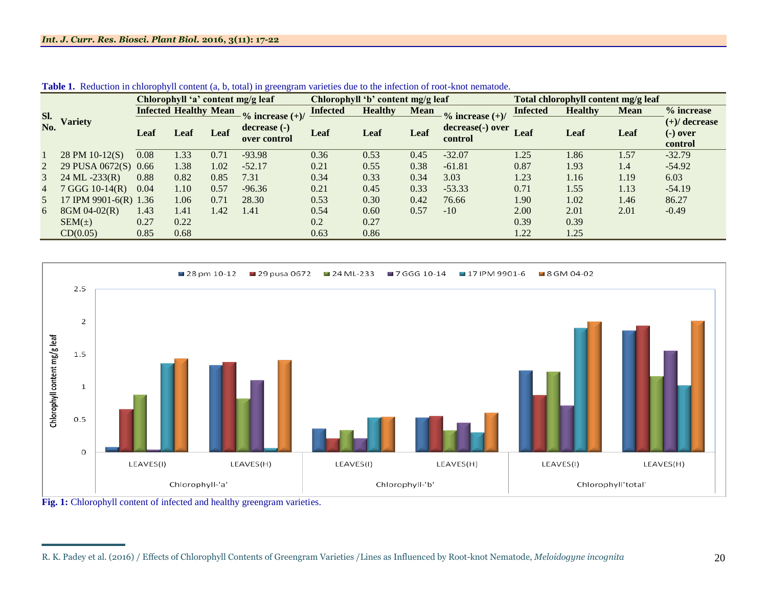**Table 1.** Reduction in chlorophyll content (a, b, total) in greengram varieties due to the infection of root-knot nematode.

| Sl. No. | Variety | Chlorophyll 'a' content mg/g leaf | | | | Chlorophyll 'b' content mg/g leaf | | | | Total chlorophyll content mg/g leaf | | | |
|---|---|---|---|---|---|---|---|---|---|---|---|---|---|
| | | Infected Leaf | Healthy Leaf | Mean Leaf | % increase (+)/ decrease (-) over control | Infected Leaf | Healthy Leaf | Mean Leaf | % increase (+)/ decrease(-) over control | Infected Leaf | Healthy Leaf | Mean Leaf | % increase (+)/ decrease (-) over control |
| 1 | 28 PM 10-12(S) | 0.08 | 1.33 | 0.71 | -93.98 | 0.36 | 0.53 | 0.45 | -32.07 | 1.25 | 1.86 | 1.57 | -32.79 |
| 2 | 29 PUSA 0672(S) | 0.66 | 1.38 | 1.02 | -52.17 | 0.21 | 0.55 | 0.38 | -61.81 | 0.87 | 1.93 | 1.4 | -54.92 |
| 3 | 24 ML -233(R) | 0.88 | 0.82 | 0.85 | 7.31 | 0.34 | 0.33 | 0.34 | 3.03 | 1.23 | 1.16 | 1.19 | 6.03 |
| 4 | 7 GGG 10-14(R) | 0.04 | 1.10 | 0.57 | -96.36 | 0.21 | 0.45 | 0.33 | -53.33 | 0.71 | 1.55 | 1.13 | -54.19 |
| 5 | 17 IPM 9901-6(R) | 1.36 | 1.06 | 0.71 | 28.30 | 0.53 | 0.30 | 0.42 | 76.66 | 1.90 | 1.02 | 1.46 | 86.27 |
| 6 | 8GM 04-02(R) | 1.43 | 1.41 | 1.42 | 1.41 | 0.54 | 0.60 | 0.57 | -10 | 2.00 | 2.01 | 2.01 | -0.49 |
| | SEM(±) | 0.27 | 0.22 | | | 0.2 | 0.27 | | | 0.39 | 0.39 | | |
| | CD(0.05) | 0.85 | 0.68 | | | 0.63 | 0.86 | | | 1.22 | 1.25 | | |

**Fig. 1:** Chlorophyll content of infected and healthy greengram varieties.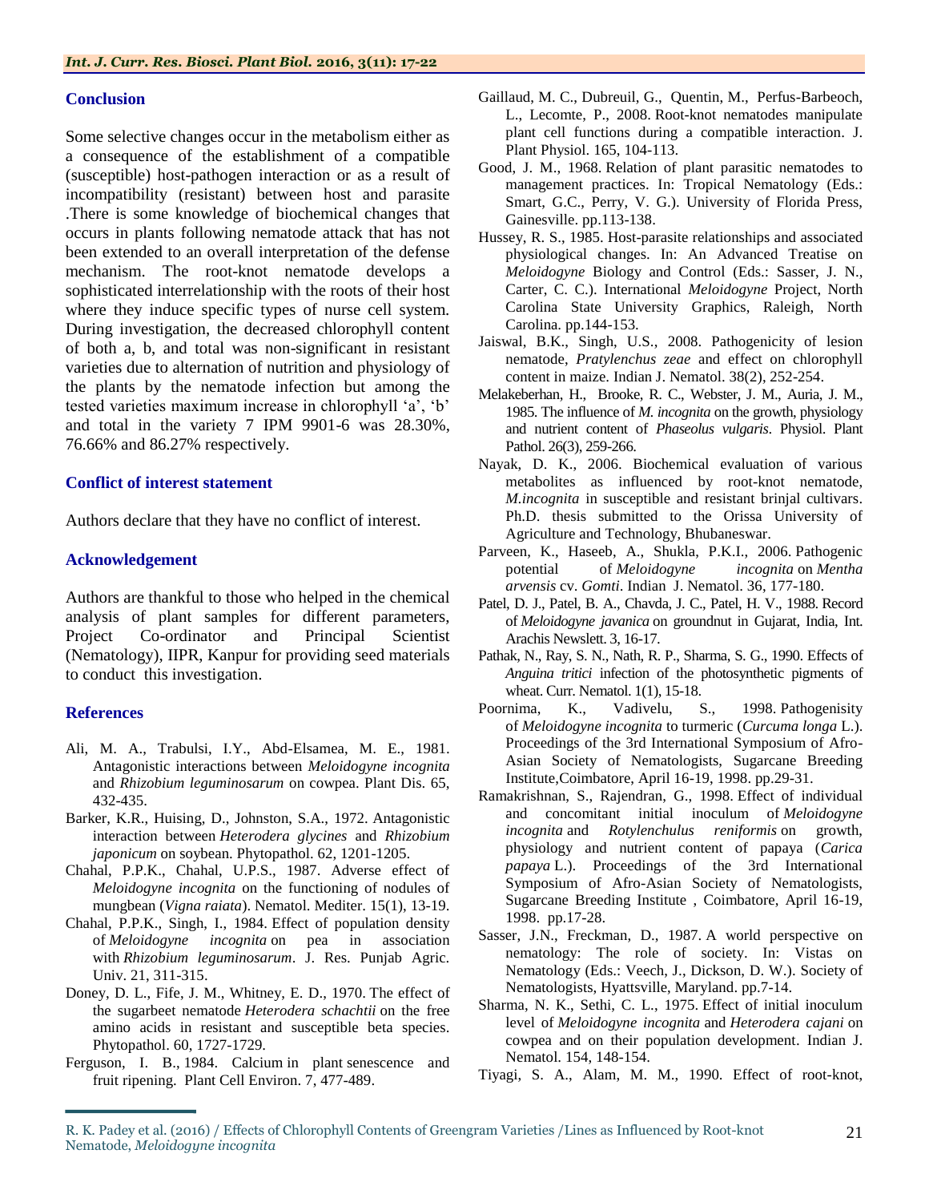## Conclusion

Some selective changes occur in the metabolism either as a consequence of the establishment of a compatible (susceptible) host-pathogen interaction or as a result of incompatibility (resistant) between host and parasite .There is some knowledge of biochemical changes that occurs in plants following nematode attack that has not been extended to an overall interpretation of the defense mechanism. The root-knot nematode develops a sophisticated interrelationship with the roots of their host where they induce specific types of nurse cell system. During investigation, the decreased chlorophyll content of both a, b, and total was non-significant in resistant varieties due to alternation of nutrition and physiology of the plants by the nematode infection but among the tested varieties maximum increase in chlorophyll 'a', 'b' and total in the variety 7 IPM 9901-6 was 28.30%, 76.66% and 86.27% respectively.

## Conflict of interest statement

Authors declare that they have no conflict of interest.

## Acknowledgement

Authors are thankful to those who helped in the chemical analysis of plant samples for different parameters, Project Co-ordinator and Principal Scientist (Nematology), IIPR, Kanpur for providing seed materials to conduct this investigation.

## References

Ali, M. A., Trabulsi, I.Y., Abd-Elsamea, M. E., 1981. Antagonistic interactions between *Meloidogyne incognita* and *Rhizobium leguminosarum* on cowpea. Plant Dis. 65, 432-435.

Barker, K.R., Huising, D., Johnston, S.A., 1972. Antagonistic interaction between *Heterodera glycines* and *Rhizobium japonicum* on soybean. Phytopathol. 62, 1201-1205.

Chahal, P.P.K., Chahal, U.P.S., 1987. Adverse effect of *Meloidogyne incognita* on the functioning of nodules of mungbean (*Vigna raiata*). Nematol. Mediter. 15(1), 13-19.

Chahal, P.P.K., Singh, I., 1984. Effect of population density of *Meloidogyne incognita* on pea in association with *Rhizobium leguminosarum*. J. Res. Punjab Agric. Univ. 21, 311-315.

Doney, D. L., Fife, J. M., Whitney, E. D., 1970. The effect of the sugarbeet nematode *Heterodera schachtii* on the free amino acids in resistant and susceptible beta species. Phytopathol. 60, 1727-1729.

Ferguson, I. B., 1984. Calcium in plant senescence and fruit ripening. Plant Cell Environ. 7, 477-489.

Gaillaud, M. C., Dubreuil, G., Quentin, M., Perfus-Barbeoch, L., Lecomte, P., 2008. Root-knot nematodes manipulate plant cell functions during a compatible interaction. J. Plant Physiol. 165, 104-113.

Good, J. M., 1968. Relation of plant parasitic nematodes to management practices. In: Tropical Nematology (Eds.: Smart, G.C., Perry, V. G.). University of Florida Press, Gainesville. pp.113-138.

Hussey, R. S., 1985. Host-parasite relationships and associated physiological changes. In: An Advanced Treatise on *Meloidogyne* Biology and Control (Eds.: Sasser, J. N., Carter, C. C.). International *Meloidogyne* Project, North Carolina State University Graphics, Raleigh, North Carolina. pp.144-153.

Jaiswal, B.K., Singh, U.S., 2008. Pathogenicity of lesion nematode, *Pratylenchus zeae* and effect on chlorophyll content in maize. Indian J. Nematol. 38(2), 252-254.

Melakeberhan, H., Brooke, R. C., Webster, J. M., Auria, J. M., 1985. The influence of *M. incognita* on the growth, physiology and nutrient content of *Phaseolus vulgaris*. Physiol. Plant Pathol. 26(3), 259-266.

Nayak, D. K., 2006. Biochemical evaluation of various metabolites as influenced by root-knot nematode, *M.incognita* in susceptible and resistant brinjal cultivars. Ph.D. thesis submitted to the Orissa University of Agriculture and Technology, Bhubaneswar.

Parveen, K., Haseeb, A., Shukla, P.K.I., 2006. Pathogenic potential of *Meloidogyne incognita* on *Mentha arvensis* cv. *Gomti*. Indian J. Nematol. 36, 177-180.

Patel, D. J., Patel, B. A., Chavda, J. C., Patel, H. V., 1988. Record of *Meloidogyne javanica* on groundnut in Gujarat, India, Int. Arachis Newslett. 3, 16-17.

Pathak, N., Ray, S. N., Nath, R. P., Sharma, S. G., 1990. Effects of *Anguina tritici* infection of the photosynthetic pigments of wheat. Curr. Nematol. 1(1), 15-18.

Poornima, K., Vadivelu, S., 1998. Pathogenisity of *Meloidogyne incognita* to turmeric (*Curcuma longa* L.). Proceedings of the 3rd International Symposium of Afro-Asian Society of Nematologists, Sugarcane Breeding Institute,Coimbatore, April 16-19, 1998. pp.29-31.

Ramakrishnan, S., Rajendran, G., 1998. Effect of individual and concomitant initial inoculum of *Meloidogyne incognita* and *Rotylenchulus reniformis* on growth, physiology and nutrient content of papaya (*Carica papaya* L.). Proceedings of the 3rd International Symposium of Afro-Asian Society of Nematologists, Sugarcane Breeding Institute , Coimbatore, April 16-19, 1998. pp.17-28.

Sasser, J.N., Freckman, D., 1987. A world perspective on nematology: The role of society. In: Vistas on Nematology (Eds.: Veech, J., Dickson, D. W.). Society of Nematologists, Hyattsville, Maryland. pp.7-14.

Sharma, N. K., Sethi, C. L., 1975. Effect of initial inoculum level of *Meloidogyne incognita* and *Heterodera cajani* on cowpea and on their population development. Indian J. Nematol. 154, 148-154.

Tiyagi, S. A., Alam, M. M., 1990. Effect of root-knot,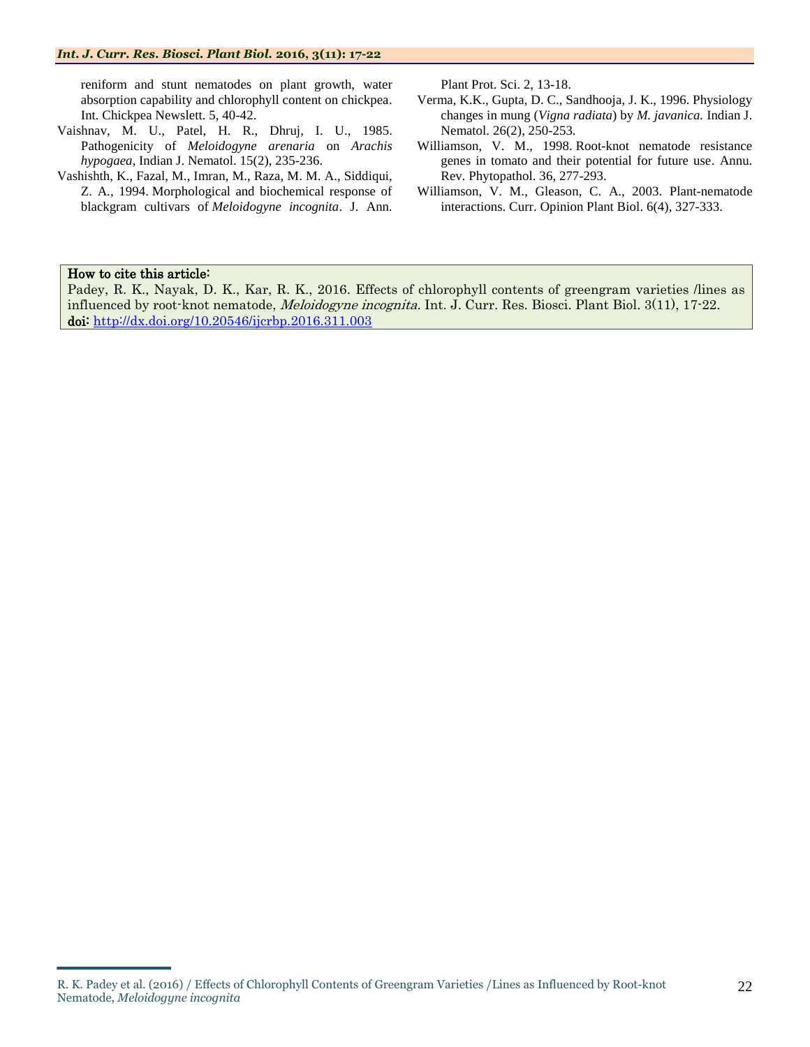reniform and stunt nematodes on plant growth, water absorption capability and chlorophyll content on chickpea. Int. Chickpea Newslett. 5, 40-42.

Vaishnav, M. U., Patel, H. R., Dhruj, I. U., 1985. Pathogenicity of *Meloidogyne arenaria* on *Arachis hypogaea*, Indian J. Nematol. 15(2), 235-236.

Vashishth, K., Fazal, M., Imran, M., Raza, M. M. A., Siddiqui, Z. A., 1994. Morphological and biochemical response of blackgram cultivars of *Meloidogyne incognita*. J. Ann. Plant Prot. Sci. 2, 13-18.

Verma, K.K., Gupta, D. C., Sandhooja, J. K., 1996. Physiology changes in mung (*Vigna radiata*) by *M. javanica.* Indian J. Nematol. 26(2), 250-253.

Williamson, V. M., 1998. Root-knot nematode resistance genes in tomato and their potential for future use. Annu. Rev. Phytopathol. 36, 277-293.

Williamson, V. M., Gleason, C. A., 2003. Plant-nematode interactions. Curr. Opinion Plant Biol. 6(4), 327-333.

**How to cite this article:**

Padey, R. K., Nayak, D. K., Kar, R. K., 2016. Effects of chlorophyll contents of greengram varieties /lines as influenced by root-knot nematode, *Meloidogyne incognita*. Int. J. Curr. Res. Biosci. Plant Biol. 3(11), 17-22.
**doi:** http://dx.doi.org/10.20546/ijcrbp.2016.311.003